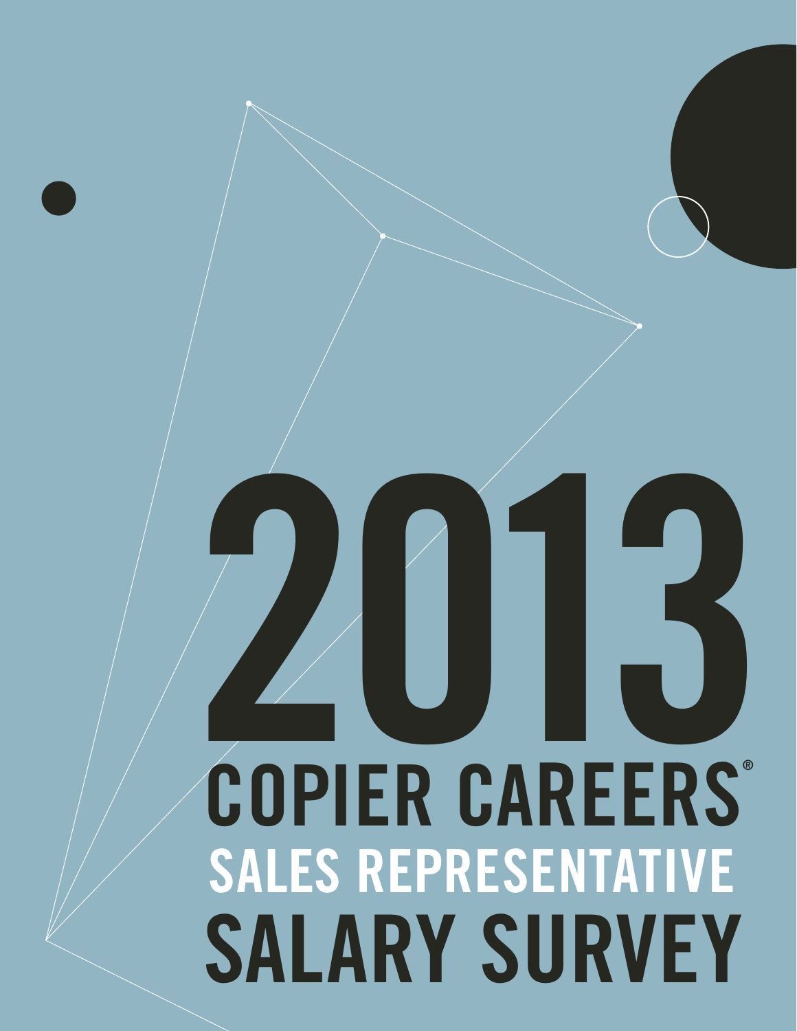# 2013

# COPIER CAREERS®

## SALES REPRESENTATIVE

# SALARY SURVEY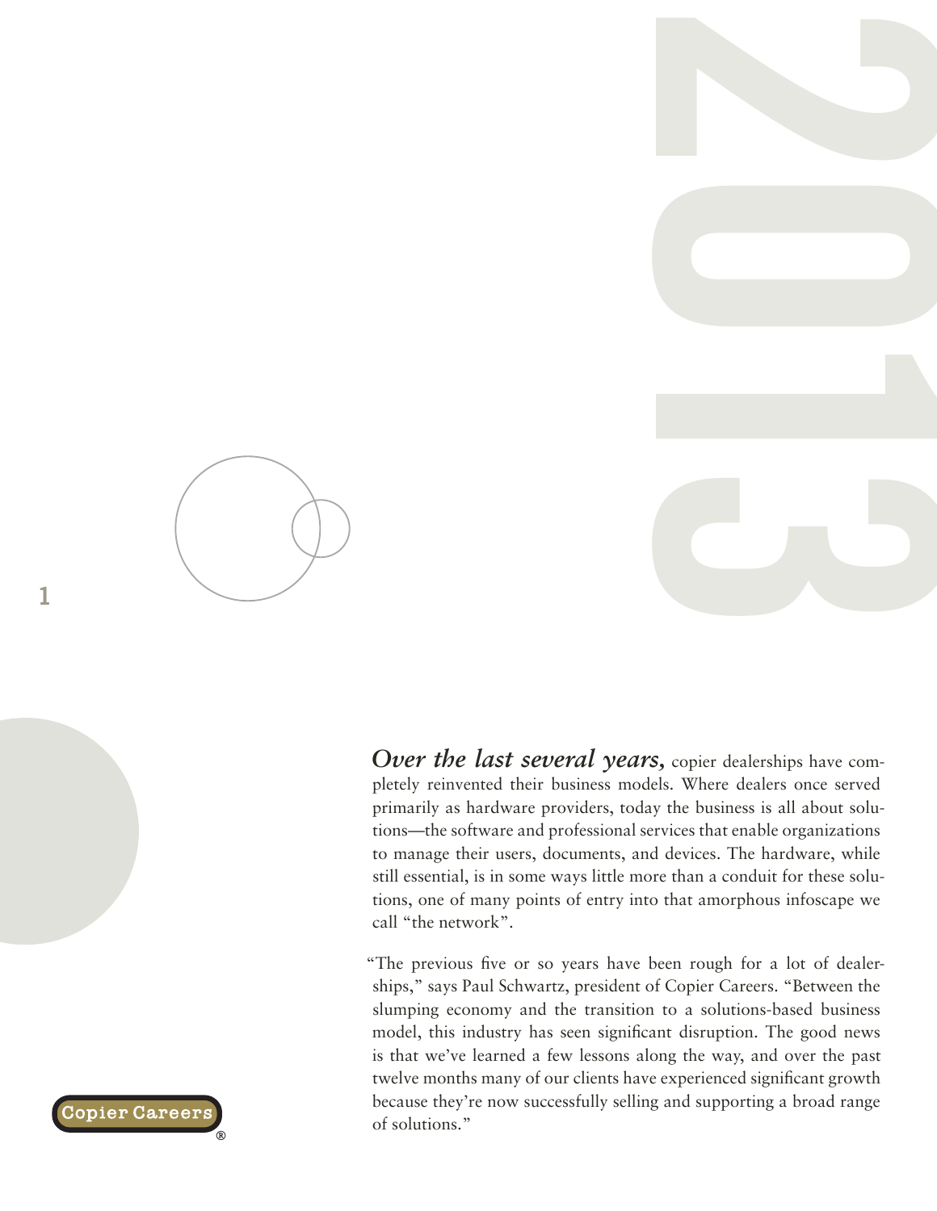*Over the last several years,* copier dealerships have completely reinvented their business models. Where dealers once served primarily as hardware providers, today the business is all about solutions—the software and professional services that enable organizations to manage their users, documents, and devices. The hardware, while still essential, is in some ways little more than a conduit for these solutions, one of many points of entry into that amorphous infoscape we call "the network".

"The previous five or so years have been rough for a lot of dealerships," says Paul Schwartz, president of Copier Careers. "Between the slumping economy and the transition to a solutions-based business model, this industry has seen significant disruption. The good news is that we've learned a few lessons along the way, and over the past twelve months many of our clients have experienced significant growth because they're now successfully selling and supporting a broad range of solutions."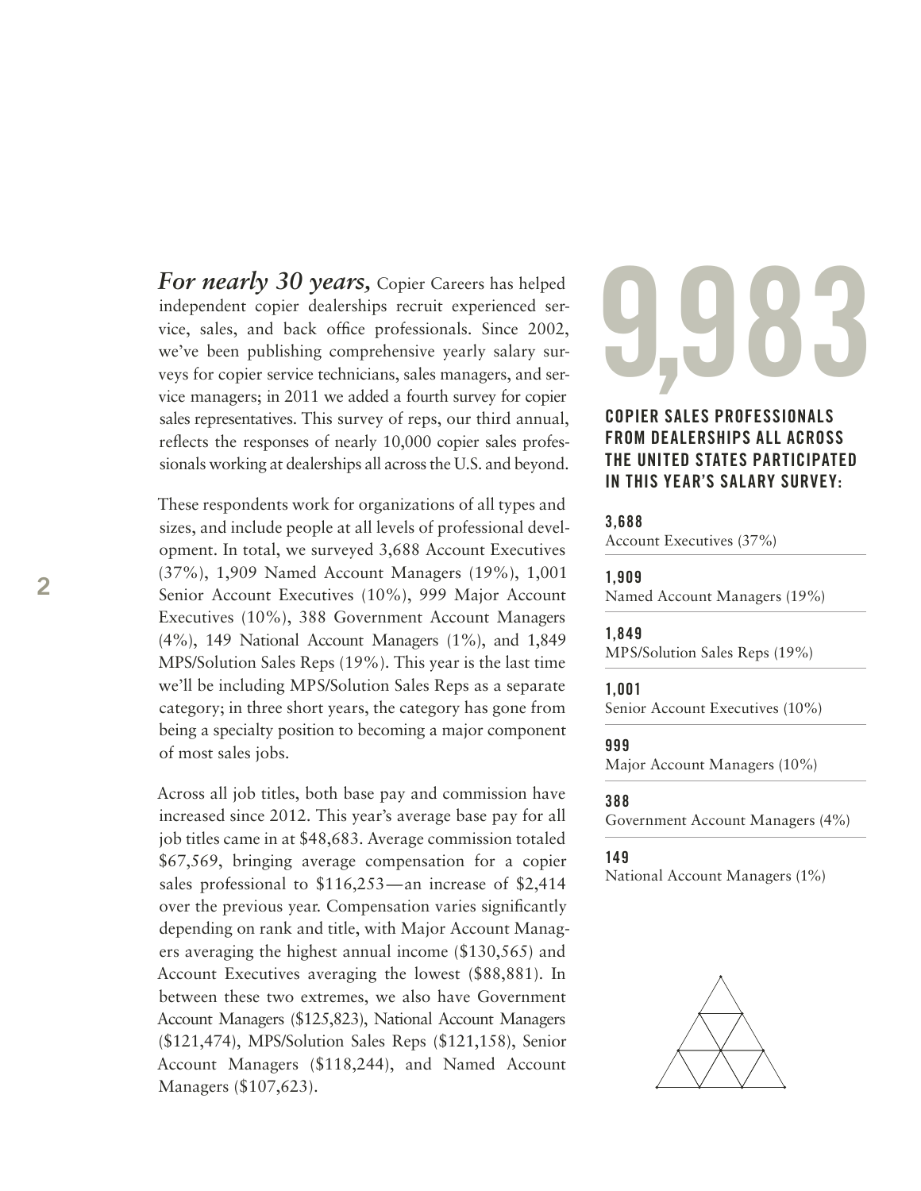***For nearly 30 years,*** Copier Careers has helped independent copier dealerships recruit experienced service, sales, and back office professionals. Since 2002, we've been publishing comprehensive yearly salary surveys for copier service technicians, sales managers, and service managers; in 2011 we added a fourth survey for copier sales representatives. This survey of reps, our third annual, reflects the responses of nearly 10,000 copier sales professionals working at dealerships all across the U.S. and beyond.

These respondents work for organizations of all types and sizes, and include people at all levels of professional development. In total, we surveyed 3,688 Account Executives (37%), 1,909 Named Account Managers (19%), 1,001 Senior Account Executives (10%), 999 Major Account Executives (10%), 388 Government Account Managers (4%), 149 National Account Managers (1%), and 1,849 MPS/Solution Sales Reps (19%). This year is the last time we'll be including MPS/Solution Sales Reps as a separate category; in three short years, the category has gone from being a specialty position to becoming a major component of most sales jobs.

Across all job titles, both base pay and commission have increased since 2012. This year's average base pay for all job titles came in at $48,683. Average commission totaled $67,569, bringing average compensation for a copier sales professional to $116,253—an increase of $2,414 over the previous year. Compensation varies significantly depending on rank and title, with Major Account Managers averaging the highest annual income ($130,565) and Account Executives averaging the lowest ($88,881). In between these two extremes, we also have Government Account Managers ($125,823), National Account Managers ($121,474), MPS/Solution Sales Reps ($121,158), Senior Account Managers ($118,244), and Named Account Managers ($107,623).

# 9,983

## COPIER SALES PROFESSIONALS FROM DEALERSHIPS ALL ACROSS THE UNITED STATES PARTICIPATED IN THIS YEAR'S SALARY SURVEY:

**3,688**
Account Executives (37%)

**1,909**
Named Account Managers (19%)

**1,849**
MPS/Solution Sales Reps (19%)

**1,001**
Senior Account Executives (10%)

**999**
Major Account Managers (10%)

**388**
Government Account Managers (4%)

**149**
National Account Managers (1%)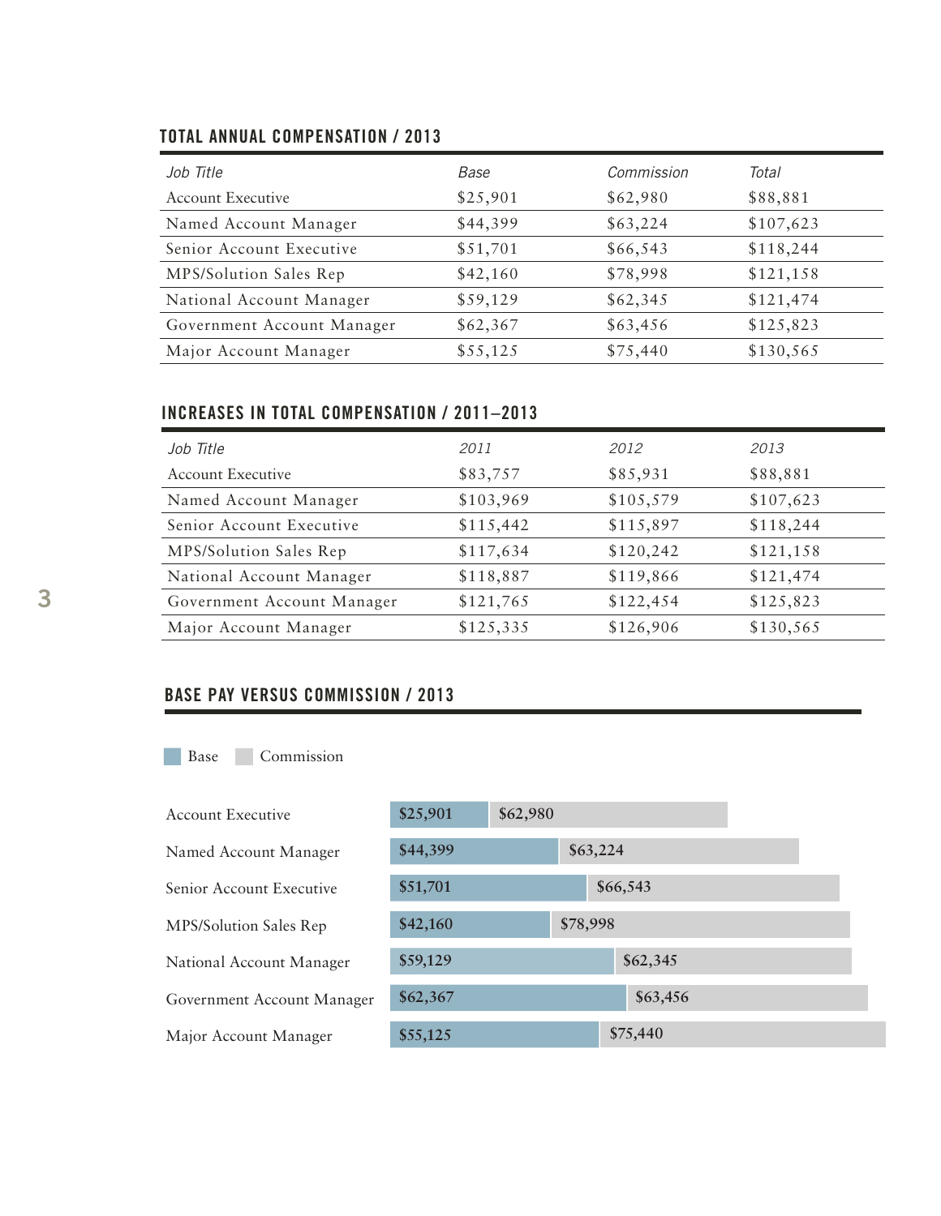## TOTAL ANNUAL COMPENSATION / 2013

| *Job Title* | *Base* | *Commission* | *Total* |
|---|---|---|---|
| Account Executive | $25,901 | $62,980 | $88,881 |
| Named Account Manager | $44,399 | $63,224 | $107,623 |
| Senior Account Executive | $51,701 | $66,543 | $118,244 |
| MPS/Solution Sales Rep | $42,160 | $78,998 | $121,158 |
| National Account Manager | $59,129 | $62,345 | $121,474 |
| Government Account Manager | $62,367 | $63,456 | $125,823 |
| Major Account Manager | $55,125 | $75,440 | $130,565 |

## INCREASES IN TOTAL COMPENSATION / 2011–2013

| *Job Title* | *2011* | *2012* | *2013* |
|---|---|---|---|
| Account Executive | $83,757 | $85,931 | $88,881 |
| Named Account Manager | $103,969 | $105,579 | $107,623 |
| Senior Account Executive | $115,442 | $115,897 | $118,244 |
| MPS/Solution Sales Rep | $117,634 | $120,242 | $121,158 |
| National Account Manager | $118,887 | $119,866 | $121,474 |
| Government Account Manager | $121,765 | $122,454 | $125,823 |
| Major Account Manager | $125,335 | $126,906 | $130,565 |

## BASE PAY VERSUS COMMISSION / 2013

| Job Title | Base | Commission |
|---|---|---|
| Account Executive | $25,901 | $62,980 |
| Named Account Manager | $44,399 | $63,224 |
| Senior Account Executive | $51,701 | $66,543 |
| MPS/Solution Sales Rep | $42,160 | $78,998 |
| National Account Manager | $59,129 | $62,345 |
| Government Account Manager | $62,367 | $63,456 |
| Major Account Manager | $55,125 | $75,440 |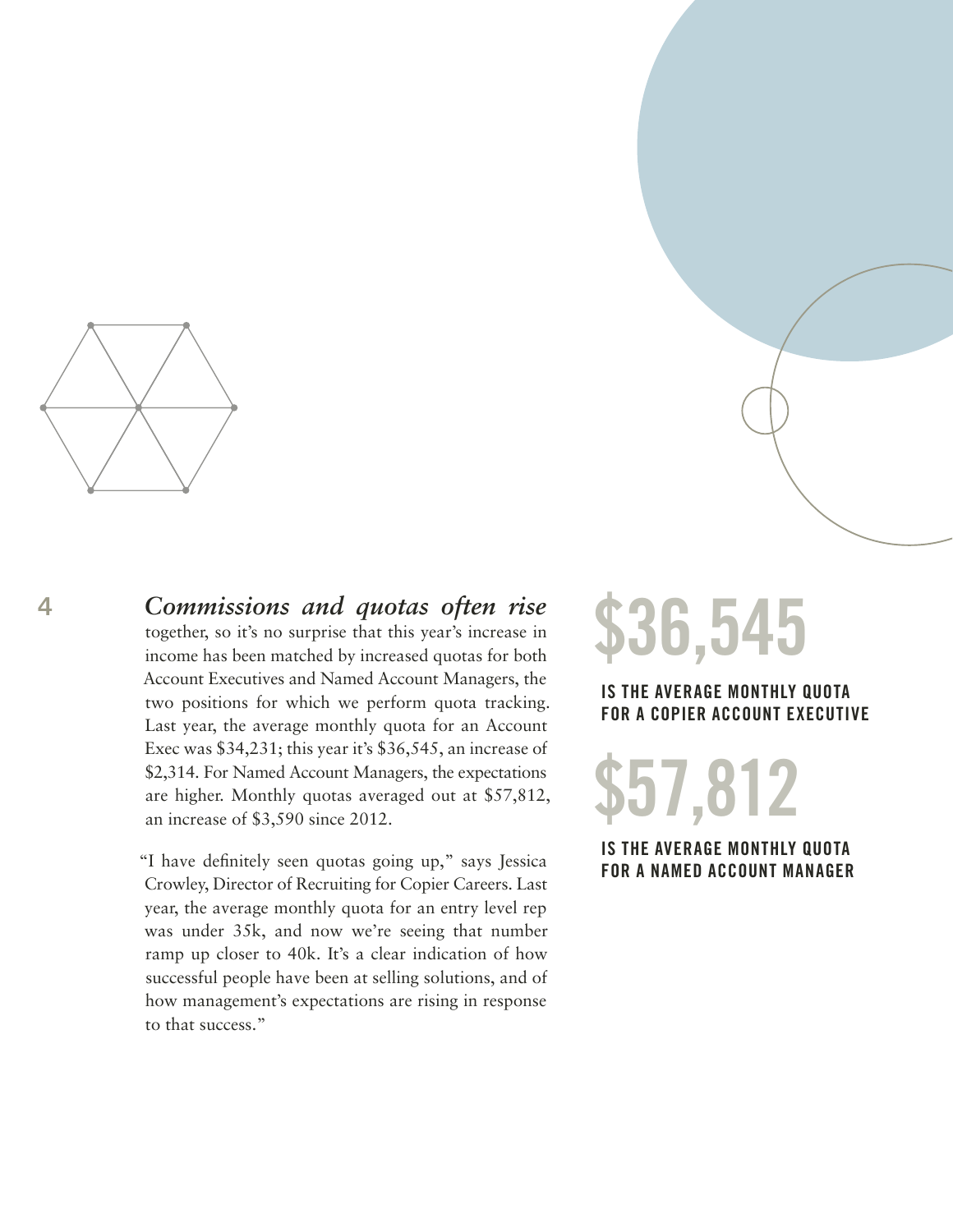***Commissions and quotas often rise*** together, so it's no surprise that this year's increase in income has been matched by increased quotas for both Account Executives and Named Account Managers, the two positions for which we perform quota tracking. Last year, the average monthly quota for an Account Exec was $34,231; this year it's $36,545, an increase of $2,314. For Named Account Managers, the expectations are higher. Monthly quotas averaged out at $57,812, an increase of $3,590 since 2012.

"I have definitely seen quotas going up," says Jessica Crowley, Director of Recruiting for Copier Careers. Last year, the average monthly quota for an entry level rep was under 35k, and now we're seeing that number ramp up closer to 40k. It's a clear indication of how successful people have been at selling solutions, and of how management's expectations are rising in response to that success."

# $36,545

**IS THE AVERAGE MONTHLY QUOTA FOR A COPIER ACCOUNT EXECUTIVE**

# $57,812

**IS THE AVERAGE MONTHLY QUOTA FOR A NAMED ACCOUNT MANAGER**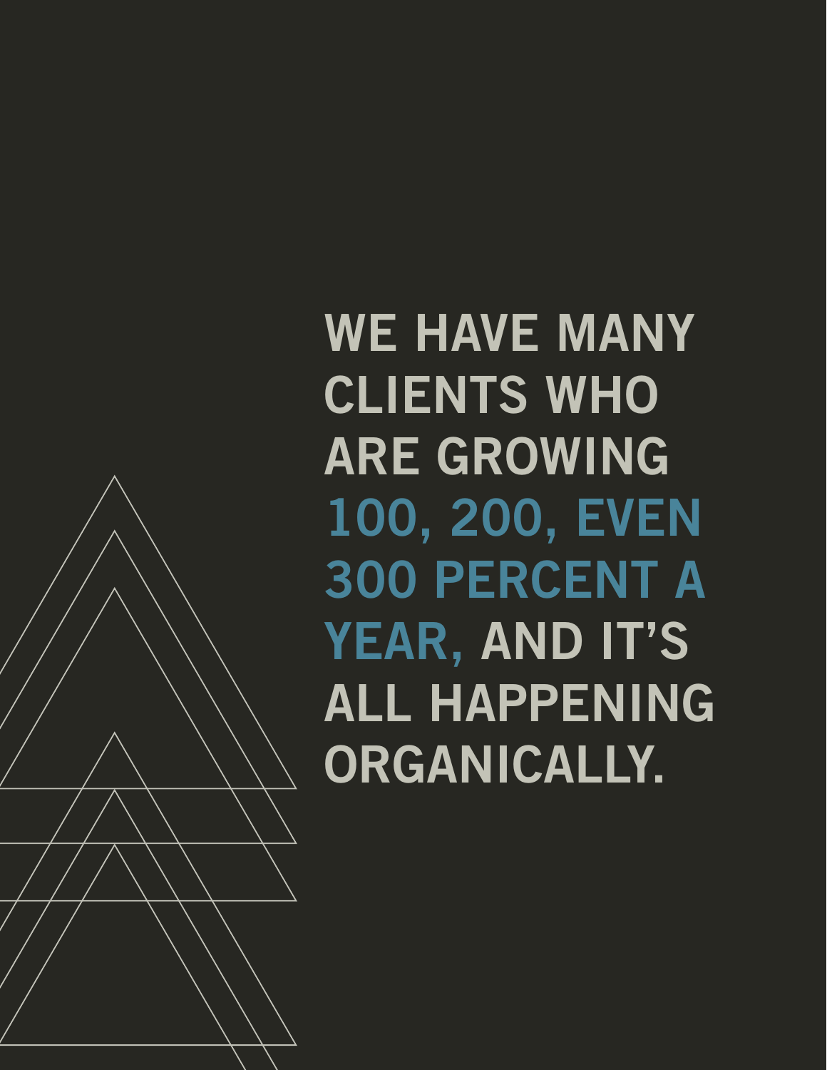**WE HAVE MANY CLIENTS WHO ARE GROWING 100, 200, EVEN 300 PERCENT A YEAR, AND IT'S ALL HAPPENING ORGANICALLY.**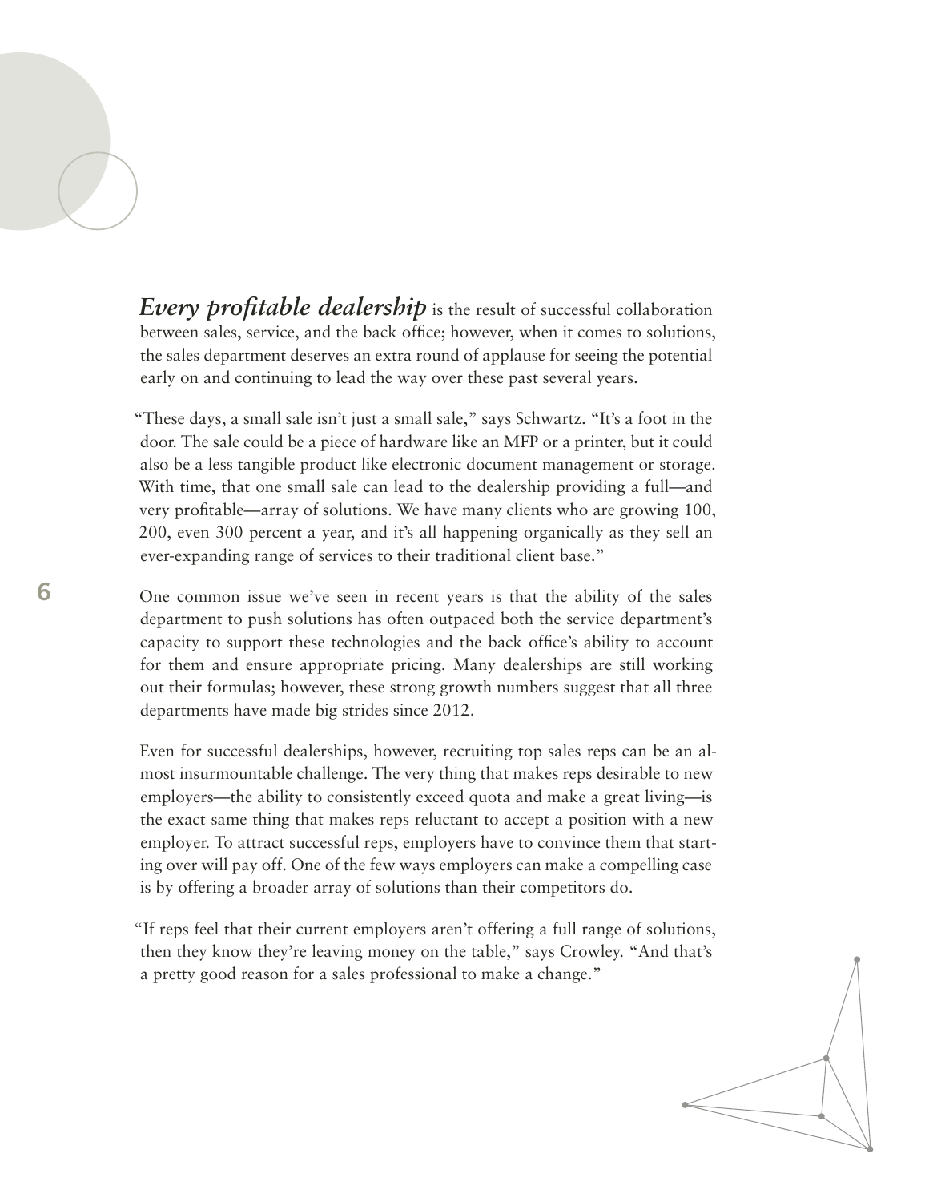***Every profitable dealership*** is the result of successful collaboration between sales, service, and the back office; however, when it comes to solutions, the sales department deserves an extra round of applause for seeing the potential early on and continuing to lead the way over these past several years.

"These days, a small sale isn't just a small sale," says Schwartz. "It's a foot in the door. The sale could be a piece of hardware like an MFP or a printer, but it could also be a less tangible product like electronic document management or storage. With time, that one small sale can lead to the dealership providing a full—and very profitable—array of solutions. We have many clients who are growing 100, 200, even 300 percent a year, and it's all happening organically as they sell an ever-expanding range of services to their traditional client base."

One common issue we've seen in recent years is that the ability of the sales department to push solutions has often outpaced both the service department's capacity to support these technologies and the back office's ability to account for them and ensure appropriate pricing. Many dealerships are still working out their formulas; however, these strong growth numbers suggest that all three departments have made big strides since 2012.

Even for successful dealerships, however, recruiting top sales reps can be an almost insurmountable challenge. The very thing that makes reps desirable to new employers—the ability to consistently exceed quota and make a great living—is the exact same thing that makes reps reluctant to accept a position with a new employer. To attract successful reps, employers have to convince them that starting over will pay off. One of the few ways employers can make a compelling case is by offering a broader array of solutions than their competitors do.

"If reps feel that their current employers aren't offering a full range of solutions, then they know they're leaving money on the table," says Crowley. "And that's a pretty good reason for a sales professional to make a change."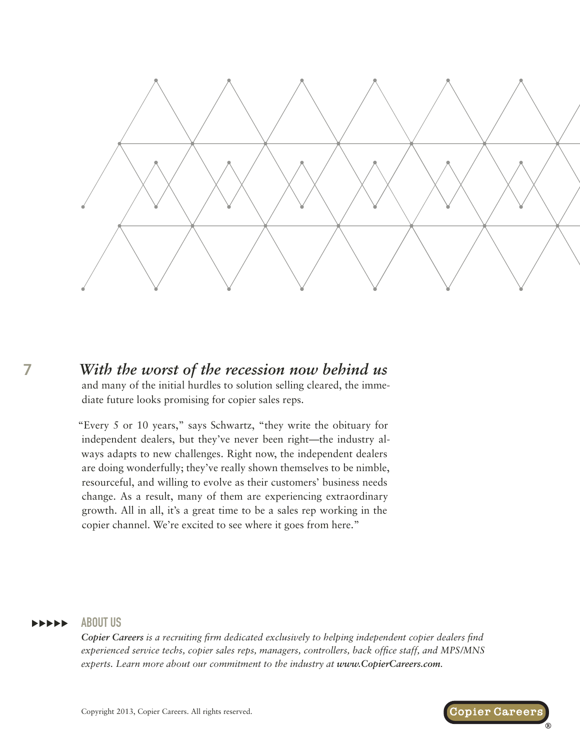## 7 *With the worst of the recession now behind us*

and many of the initial hurdles to solution selling cleared, the immediate future looks promising for copier sales reps.

"Every 5 or 10 years," says Schwartz, "they write the obituary for independent dealers, but they've never been right—the industry always adapts to new challenges. Right now, the independent dealers are doing wonderfully; they've really shown themselves to be nimble, resourceful, and willing to evolve as their customers' business needs change. As a result, many of them are experiencing extraordinary growth. All in all, it's a great time to be a sales rep working in the copier channel. We're excited to see where it goes from here."

### ABOUT US

*__Copier Careers__ is a recruiting firm dedicated exclusively to helping independent copier dealers find experienced service techs, copier sales reps, managers, controllers, back office staff, and MPS/MNS experts. Learn more about our commitment to the industry at __www.CopierCareers.com__.*

Copyright 2013, Copier Careers. All rights reserved.

Copier Careers®